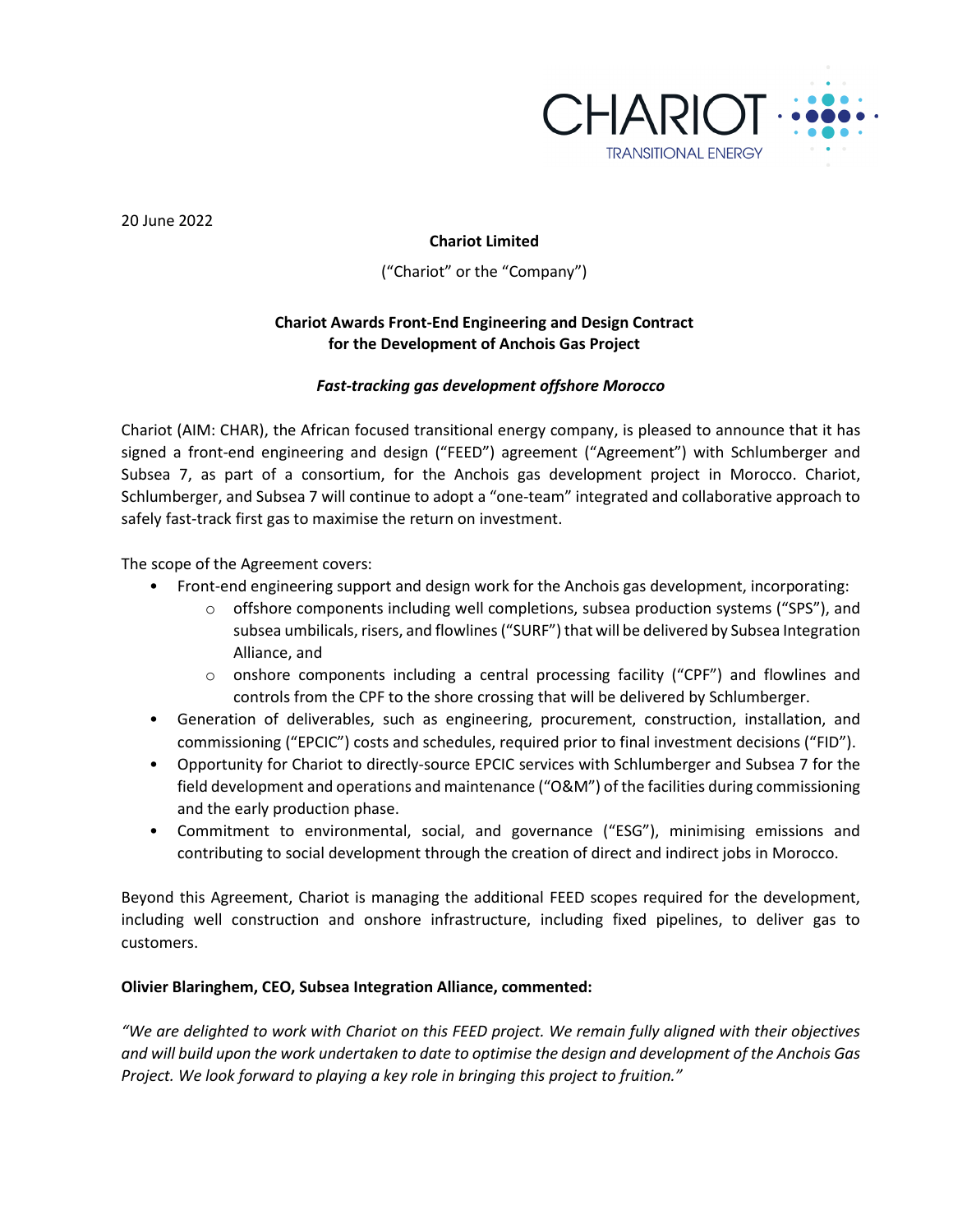20 June 2022

**Chariot Limited**

("Chariot" or the "Company")

**Chariot Awards Front-End Engineering and Design Contract for the Development of Anchois Gas Project**

***Fast-tracking gas development offshore Morocco***

Chariot (AIM: CHAR), the African focused transitional energy company, is pleased to announce that it has signed a front-end engineering and design ("FEED") agreement ("Agreement") with Schlumberger and Subsea 7, as part of a consortium, for the Anchois gas development project in Morocco. Chariot, Schlumberger, and Subsea 7 will continue to adopt a "one-team" integrated and collaborative approach to safely fast-track first gas to maximise the return on investment.

The scope of the Agreement covers:

- Front-end engineering support and design work for the Anchois gas development, incorporating:
  - offshore components including well completions, subsea production systems ("SPS"), and subsea umbilicals, risers, and flowlines ("SURF") that will be delivered by Subsea Integration Alliance, and
  - onshore components including a central processing facility ("CPF") and flowlines and controls from the CPF to the shore crossing that will be delivered by Schlumberger.
- Generation of deliverables, such as engineering, procurement, construction, installation, and commissioning ("EPCIC") costs and schedules, required prior to final investment decisions ("FID").
- Opportunity for Chariot to directly-source EPCIC services with Schlumberger and Subsea 7 for the field development and operations and maintenance ("O&M") of the facilities during commissioning and the early production phase.
- Commitment to environmental, social, and governance ("ESG"), minimising emissions and contributing to social development through the creation of direct and indirect jobs in Morocco.

Beyond this Agreement, Chariot is managing the additional FEED scopes required for the development, including well construction and onshore infrastructure, including fixed pipelines, to deliver gas to customers.

**Olivier Blaringhem, CEO, Subsea Integration Alliance, commented:**

*"We are delighted to work with Chariot on this FEED project. We remain fully aligned with their objectives and will build upon the work undertaken to date to optimise the design and development of the Anchois Gas Project. We look forward to playing a key role in bringing this project to fruition."*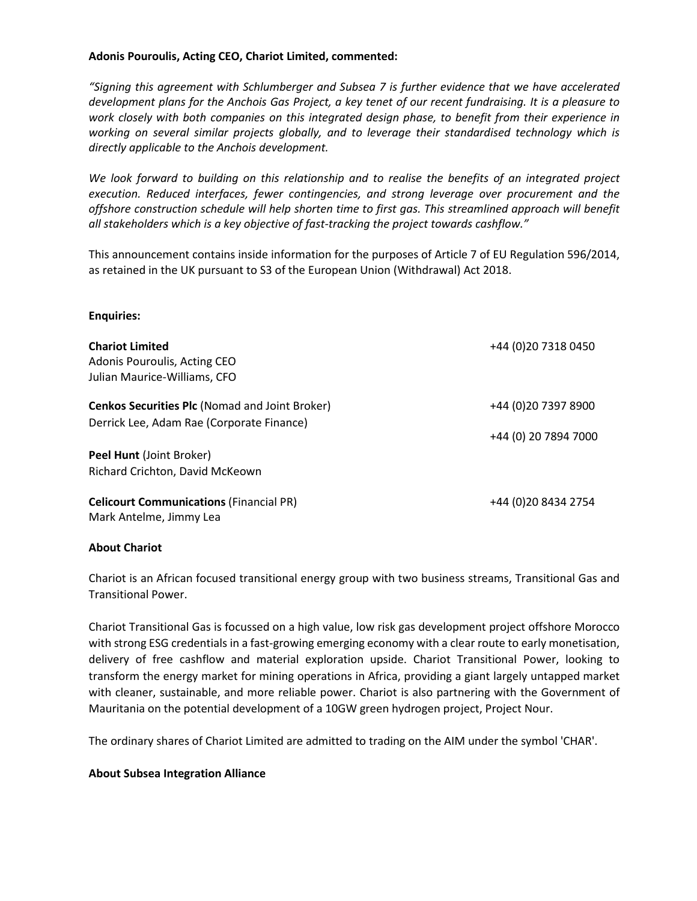**Adonis Pouroulis, Acting CEO, Chariot Limited, commented:**

*"Signing this agreement with Schlumberger and Subsea 7 is further evidence that we have accelerated development plans for the Anchois Gas Project, a key tenet of our recent fundraising. It is a pleasure to work closely with both companies on this integrated design phase, to benefit from their experience in working on several similar projects globally, and to leverage their standardised technology which is directly applicable to the Anchois development.*

*We look forward to building on this relationship and to realise the benefits of an integrated project execution. Reduced interfaces, fewer contingencies, and strong leverage over procurement and the offshore construction schedule will help shorten time to first gas. This streamlined approach will benefit all stakeholders which is a key objective of fast-tracking the project towards cashflow."*

This announcement contains inside information for the purposes of Article 7 of EU Regulation 596/2014, as retained in the UK pursuant to S3 of the European Union (Withdrawal) Act 2018.

**Enquiries:**

| | |
|---|---|
| **Chariot Limited**<br>Adonis Pouroulis, Acting CEO<br>Julian Maurice-Williams, CFO | +44 (0)20 7318 0450 |
| **Cenkos Securities Plc** (Nomad and Joint Broker)<br>Derrick Lee, Adam Rae (Corporate Finance) | +44 (0)20 7397 8900 |
| **Peel Hunt** (Joint Broker)<br>Richard Crichton, David McKeown | +44 (0) 20 7894 7000 |
| **Celicourt Communications** (Financial PR)<br>Mark Antelme, Jimmy Lea | +44 (0)20 8434 2754 |

**About Chariot**

Chariot is an African focused transitional energy group with two business streams, Transitional Gas and Transitional Power.

Chariot Transitional Gas is focussed on a high value, low risk gas development project offshore Morocco with strong ESG credentials in a fast-growing emerging economy with a clear route to early monetisation, delivery of free cashflow and material exploration upside. Chariot Transitional Power, looking to transform the energy market for mining operations in Africa, providing a giant largely untapped market with cleaner, sustainable, and more reliable power. Chariot is also partnering with the Government of Mauritania on the potential development of a 10GW green hydrogen project, Project Nour.

The ordinary shares of Chariot Limited are admitted to trading on the AIM under the symbol 'CHAR'.

**About Subsea Integration Alliance**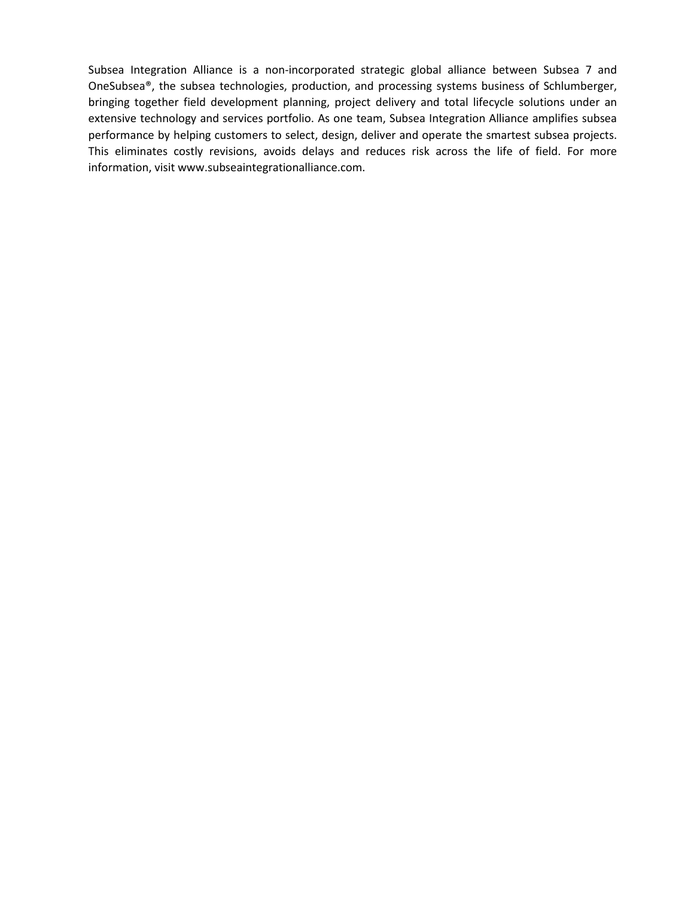Subsea Integration Alliance is a non-incorporated strategic global alliance between Subsea 7 and OneSubsea®, the subsea technologies, production, and processing systems business of Schlumberger, bringing together field development planning, project delivery and total lifecycle solutions under an extensive technology and services portfolio. As one team, Subsea Integration Alliance amplifies subsea performance by helping customers to select, design, deliver and operate the smartest subsea projects. This eliminates costly revisions, avoids delays and reduces risk across the life of field. For more information, visit www.subseaintegrationalliance.com.